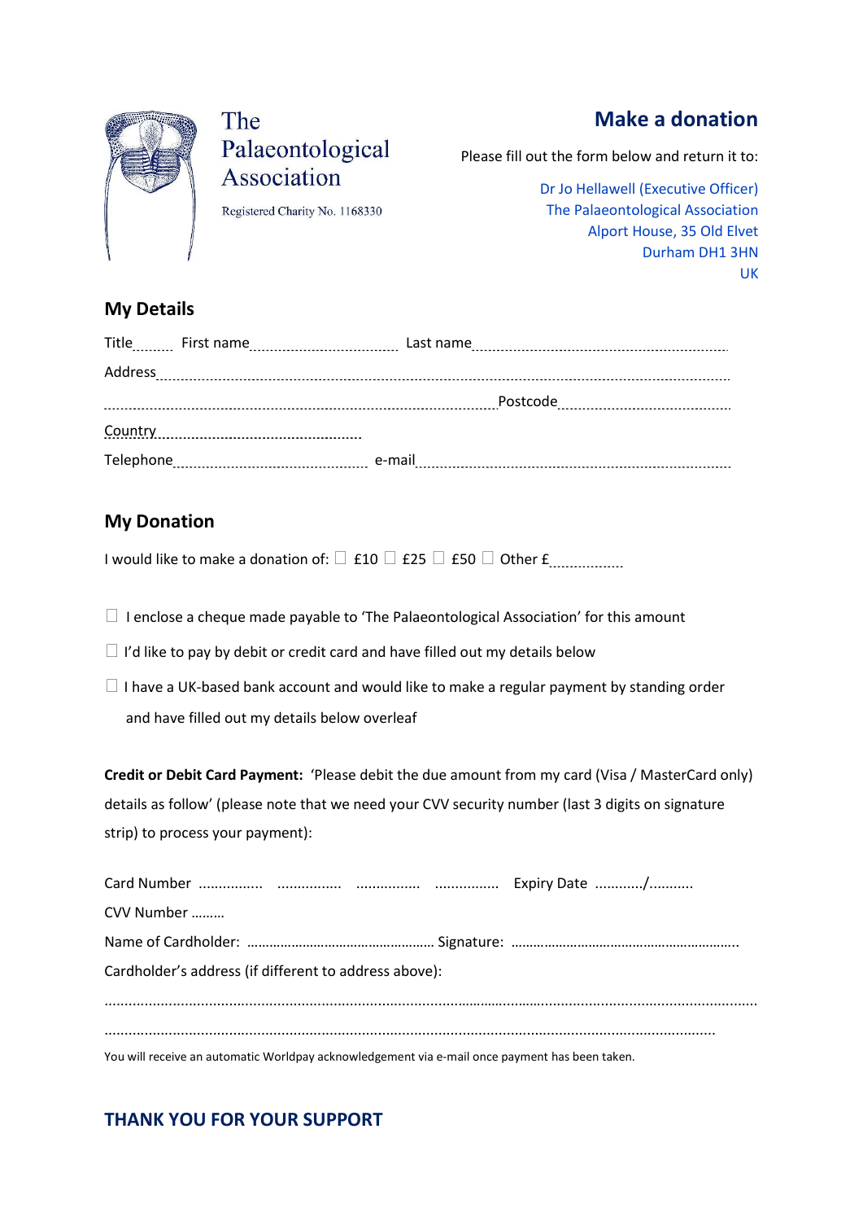The Palaeontological Association

Registered Charity No. 1168330

# Make a donation

Please fill out the form below and return it to:

Dr Jo Hellawell (Executive Officer)
The Palaeontological Association
Alport House, 35 Old Elvet
Durham DH1 3HN
UK

## My Details

Title........ First name.................................... Last name..................................................................

Address.............................................................................................................................................

..............................................................................................Postcode..........................................

Country..................................................

Telephone............................................... e-mail.......................................................................

## My Donation

I would like to make a donation of: ☐ £10 ☐ £25 ☐ £50 ☐ Other £.................

☐ I enclose a cheque made payable to 'The Palaeontological Association' for this amount

☐ I'd like to pay by debit or credit card and have filled out my details below

☐ I have a UK-based bank account and would like to make a regular payment by standing order and have filled out my details below overleaf

**Credit or Debit Card Payment:** 'Please debit the due amount from my card (Visa / MasterCard only) details as follow' (please note that we need your CVV security number (last 3 digits on signature strip) to process your payment):

Card Number ................ ................ ................ ................ Expiry Date .........../..........

CVV Number .........

Name of Cardholder: ................................................... Signature: ..........................................................

Cardholder's address (if different to address above):

...........................................................................................................................................................

.....................................................................................................................................................

You will receive an automatic Worldpay acknowledgement via e-mail once payment has been taken.

## THANK YOU FOR YOUR SUPPORT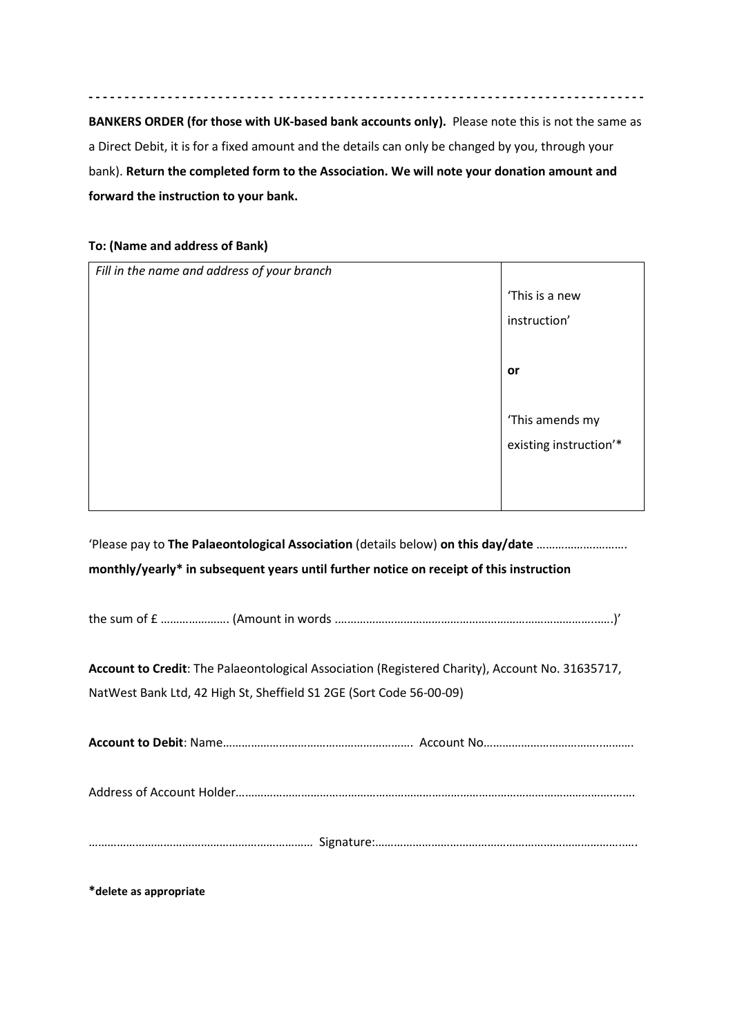- - - - - - - - - - - - - - - - - - - - - - - - - - - - - - - - - - - - - - - - - - - - - - - - - - - - - - - - - - - - - - - - - - - - - - - - - -

**BANKERS ORDER (for those with UK-based bank accounts only).** Please note this is not the same as a Direct Debit, it is for a fixed amount and the details can only be changed by you, through your bank). **Return the completed form to the Association. We will note your donation amount and forward the instruction to your bank.**

**To: (Name and address of Bank)**

| | |
|---|---|
| *Fill in the name and address of your branch* | 'This is a new instruction'<br><br>**or**<br><br>'This amends my existing instruction'* |

'Please pay to **The Palaeontological Association** (details below) **on this day/date** ……………………….
**monthly/yearly* in subsequent years until further notice on receipt of this instruction**

the sum of £ …………………. (Amount in words …………………………………………………………………………..…..)'

**Account to Credit**: The Palaeontological Association (Registered Charity), Account No. 31635717, NatWest Bank Ltd, 42 High St, Sheffield S1 2GE (Sort Code 56-00-09)

**Account to Debit**: Name……………………………………………………. Account No…………………………….……….

Address of Account Holder………………………………………………………………………………………………………….

……………………………………………………………… Signature:………………………………………………………………………….

***delete as appropriate**